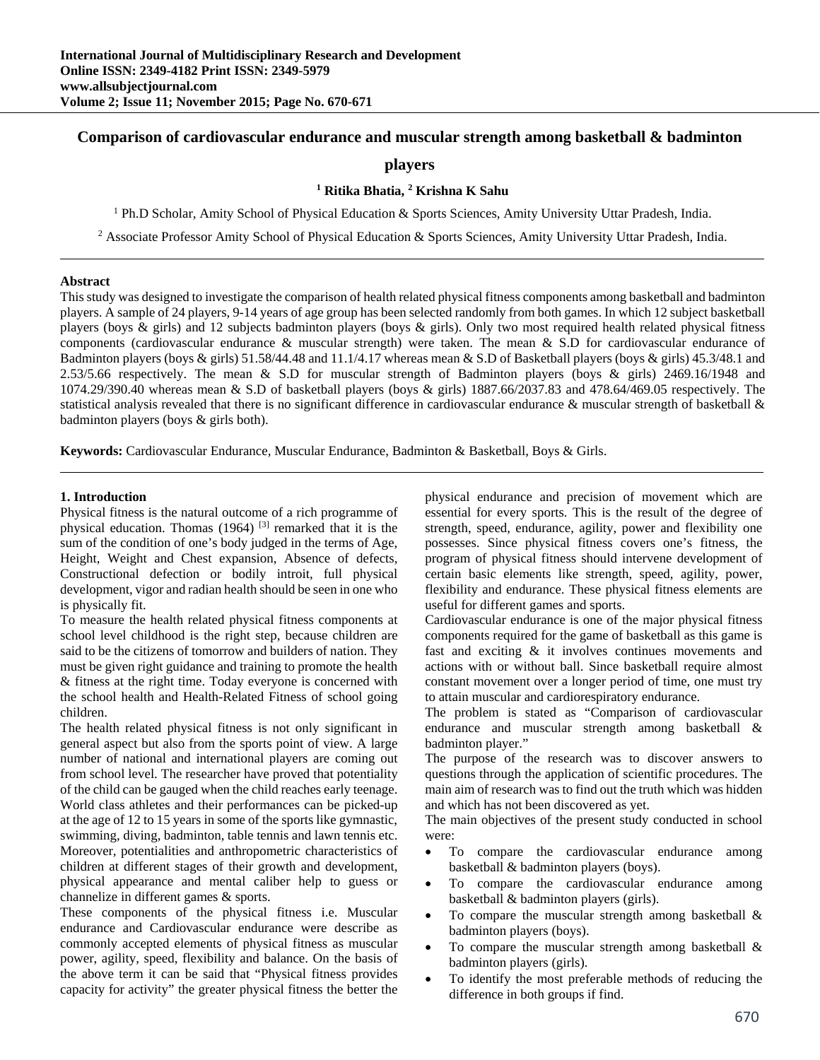# Comparison of cardiovascular endurance and muscular strength among basketball & badminton players

**[1] Ritika Bhatia, [2] Krishna K Sahu**

[1] Ph.D Scholar, Amity School of Physical Education & Sports Sciences, Amity University Uttar Pradesh, India.

[2] Associate Professor Amity School of Physical Education & Sports Sciences, Amity University Uttar Pradesh, India.

---

**Abstract**

This study was designed to investigate the comparison of health related physical fitness components among basketball and badminton players. A sample of 24 players, 9-14 years of age group has been selected randomly from both games. In which 12 subject basketball players (boys & girls) and 12 subjects badminton players (boys & girls). Only two most required health related physical fitness components (cardiovascular endurance & muscular strength) were taken. The mean & S.D for cardiovascular endurance of Badminton players (boys & girls) 51.58/44.48 and 11.1/4.17 whereas mean & S.D of Basketball players (boys & girls) 45.3/48.1 and 2.53/5.66 respectively. The mean & S.D for muscular strength of Badminton players (boys & girls) 2469.16/1948 and 1074.29/390.40 whereas mean & S.D of basketball players (boys & girls) 1887.66/2037.83 and 478.64/469.05 respectively. The statistical analysis revealed that there is no significant difference in cardiovascular endurance & muscular strength of basketball & badminton players (boys & girls both).

**Keywords:** Cardiovascular Endurance, Muscular Endurance, Badminton & Basketball, Boys & Girls.

---

## 1. Introduction

Physical fitness is the natural outcome of a rich programme of physical education. Thomas (1964) [3] remarked that it is the sum of the condition of one's body judged in the terms of Age, Height, Weight and Chest expansion, Absence of defects, Constructional defection or bodily introit, full physical development, vigor and radian health should be seen in one who is physically fit.

To measure the health related physical fitness components at school level childhood is the right step, because children are said to be the citizens of tomorrow and builders of nation. They must be given right guidance and training to promote the health & fitness at the right time. Today everyone is concerned with the school health and Health-Related Fitness of school going children.

The health related physical fitness is not only significant in general aspect but also from the sports point of view. A large number of national and international players are coming out from school level. The researcher have proved that potentiality of the child can be gauged when the child reaches early teenage. World class athletes and their performances can be picked-up at the age of 12 to 15 years in some of the sports like gymnastic, swimming, diving, badminton, table tennis and lawn tennis etc. Moreover, potentialities and anthropometric characteristics of children at different stages of their growth and development, physical appearance and mental caliber help to guess or channelize in different games & sports.

These components of the physical fitness i.e. Muscular endurance and Cardiovascular endurance were describe as commonly accepted elements of physical fitness as muscular power, agility, speed, flexibility and balance. On the basis of the above term it can be said that "Physical fitness provides capacity for activity" the greater physical fitness the better the physical endurance and precision of movement which are essential for every sports. This is the result of the degree of strength, speed, endurance, agility, power and flexibility one possesses. Since physical fitness covers one's fitness, the program of physical fitness should intervene development of certain basic elements like strength, speed, agility, power, flexibility and endurance. These physical fitness elements are useful for different games and sports.

Cardiovascular endurance is one of the major physical fitness components required for the game of basketball as this game is fast and exciting & it involves continues movements and actions with or without ball. Since basketball require almost constant movement over a longer period of time, one must try to attain muscular and cardiorespiratory endurance.

The problem is stated as "Comparison of cardiovascular endurance and muscular strength among basketball & badminton player."

The purpose of the research was to discover answers to questions through the application of scientific procedures. The main aim of research was to find out the truth which was hidden and which has not been discovered as yet.

The main objectives of the present study conducted in school were:

- To compare the cardiovascular endurance among basketball & badminton players (boys).
- To compare the cardiovascular endurance among basketball & badminton players (girls).
- To compare the muscular strength among basketball & badminton players (boys).
- To compare the muscular strength among basketball & badminton players (girls).
- To identify the most preferable methods of reducing the difference in both groups if find.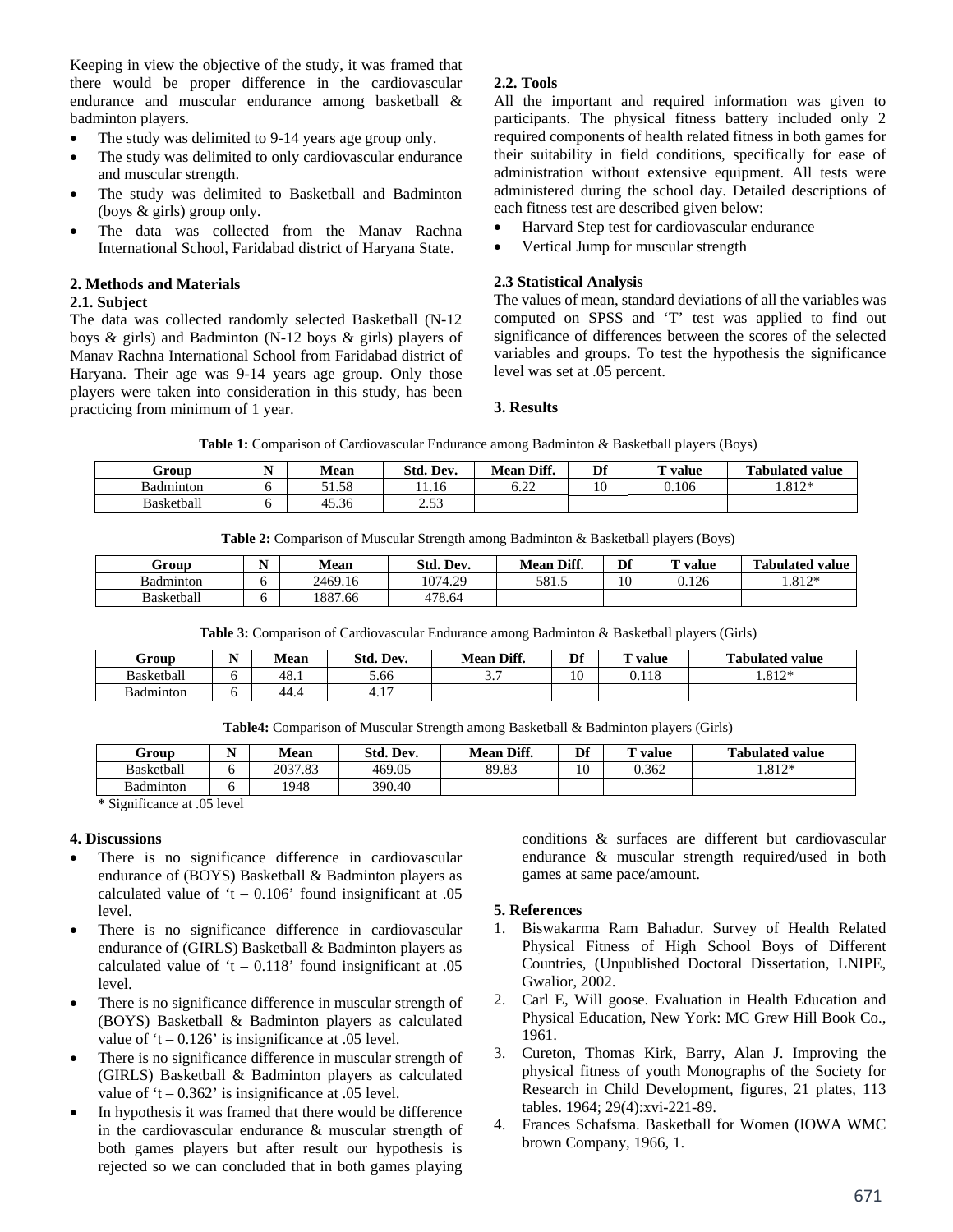Keeping in view the objective of the study, it was framed that there would be proper difference in the cardiovascular endurance and muscular endurance among basketball & badminton players.

- The study was delimited to 9-14 years age group only.
- The study was delimited to only cardiovascular endurance and muscular strength.
- The study was delimited to Basketball and Badminton (boys & girls) group only.
- The data was collected from the Manav Rachna International School, Faridabad district of Haryana State.

## 2. Methods and Materials

### 2.1. Subject

The data was collected randomly selected Basketball (N-12 boys & girls) and Badminton (N-12 boys & girls) players of Manav Rachna International School from Faridabad district of Haryana. Their age was 9-14 years age group. Only those players were taken into consideration in this study, has been practicing from minimum of 1 year.

### 2.2. Tools

All the important and required information was given to participants. The physical fitness battery included only 2 required components of health related fitness in both games for their suitability in field conditions, specifically for ease of administration without extensive equipment. All tests were administered during the school day. Detailed descriptions of each fitness test are described given below:

- Harvard Step test for cardiovascular endurance
- Vertical Jump for muscular strength

### 2.3 Statistical Analysis

The values of mean, standard deviations of all the variables was computed on SPSS and 'T' test was applied to find out significance of differences between the scores of the selected variables and groups. To test the hypothesis the significance level was set at .05 percent.

## 3. Results

**Table 1:** Comparison of Cardiovascular Endurance among Badminton & Basketball players (Boys)

| Group | N | Mean | Std. Dev. | Mean Diff. | Df | T value | Tabulated value |
|---|---|---|---|---|---|---|---|
| Badminton | 6 | 51.58 | 11.16 | 6.22 | 10 | 0.106 | 1.812* |
| Basketball | 6 | 45.36 | 2.53 | | | | |

**Table 2:** Comparison of Muscular Strength among Badminton & Basketball players (Boys)

| Group | N | Mean | Std. Dev. | Mean Diff. | Df | T value | Tabulated value |
|---|---|---|---|---|---|---|---|
| Badminton | 6 | 2469.16 | 1074.29 | 581.5 | 10 | 0.126 | 1.812* |
| Basketball | 6 | 1887.66 | 478.64 | | | | |

**Table 3:** Comparison of Cardiovascular Endurance among Badminton & Basketball players (Girls)

| Group | N | Mean | Std. Dev. | Mean Diff. | Df | T value | Tabulated value |
|---|---|---|---|---|---|---|---|
| Basketball | 6 | 48.1 | 5.66 | 3.7 | 10 | 0.118 | 1.812* |
| Badminton | 6 | 44.4 | 4.17 | | | | |

**Table4:** Comparison of Muscular Strength among Basketball & Badminton players (Girls)

| Group | N | Mean | Std. Dev. | Mean Diff. | Df | T value | Tabulated value |
|---|---|---|---|---|---|---|---|
| Basketball | 6 | 2037.83 | 469.05 | 89.83 | 10 | 0.362 | 1.812* |
| Badminton | 6 | 1948 | 390.40 | | | | |

**\*** Significance at .05 level

## 4. Discussions

- There is no significance difference in cardiovascular endurance of (BOYS) Basketball & Badminton players as calculated value of 't – 0.106' found insignificant at .05 level.
- There is no significance difference in cardiovascular endurance of (GIRLS) Basketball & Badminton players as calculated value of 't – 0.118' found insignificant at .05 level.
- There is no significance difference in muscular strength of (BOYS) Basketball & Badminton players as calculated value of 't – 0.126' is insignificance at .05 level.
- There is no significance difference in muscular strength of (GIRLS) Basketball & Badminton players as calculated value of 't – 0.362' is insignificance at .05 level.
- In hypothesis it was framed that there would be difference in the cardiovascular endurance & muscular strength of both games players but after result our hypothesis is rejected so we can concluded that in both games playing conditions & surfaces are different but cardiovascular endurance & muscular strength required/used in both games at same pace/amount.

## 5. References

1. Biswakarma Ram Bahadur. Survey of Health Related Physical Fitness of High School Boys of Different Countries, (Unpublished Doctoral Dissertation, LNIPE, Gwalior, 2002.
2. Carl E, Will goose. Evaluation in Health Education and Physical Education, New York: MC Grew Hill Book Co., 1961.
3. Cureton, Thomas Kirk, Barry, Alan J. Improving the physical fitness of youth Monographs of the Society for Research in Child Development, figures, 21 plates, 113 tables. 1964; 29(4):xvi-221-89.
4. Frances Schafsma. Basketball for Women (IOWA WMC brown Company, 1966, 1.